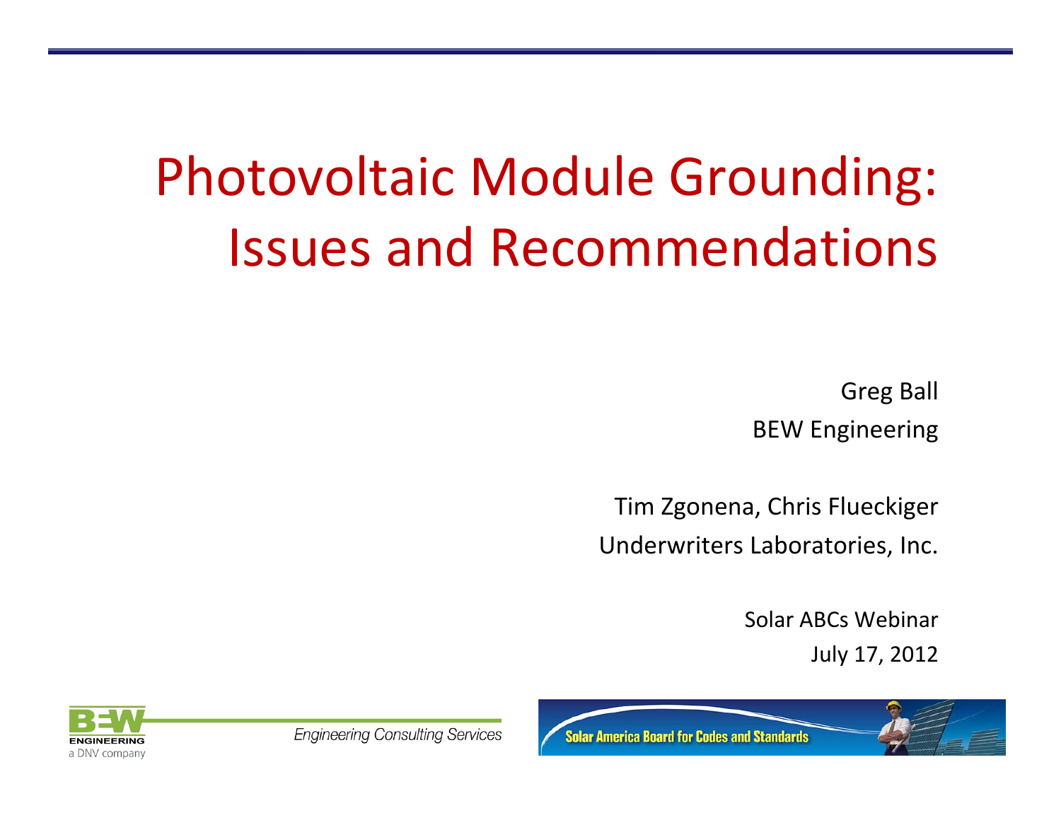# Photovoltaic Module Grounding: Issues and Recommendations

Greg Ball
BEW Engineering

Tim Zgonena, Chris Flueckiger
Underwriters Laboratories, Inc.

Solar ABCs Webinar
July 17, 2012

BEW ENGINEERING
a DNV company

*Engineering Consulting Services*

Solar America Board for Codes and Standards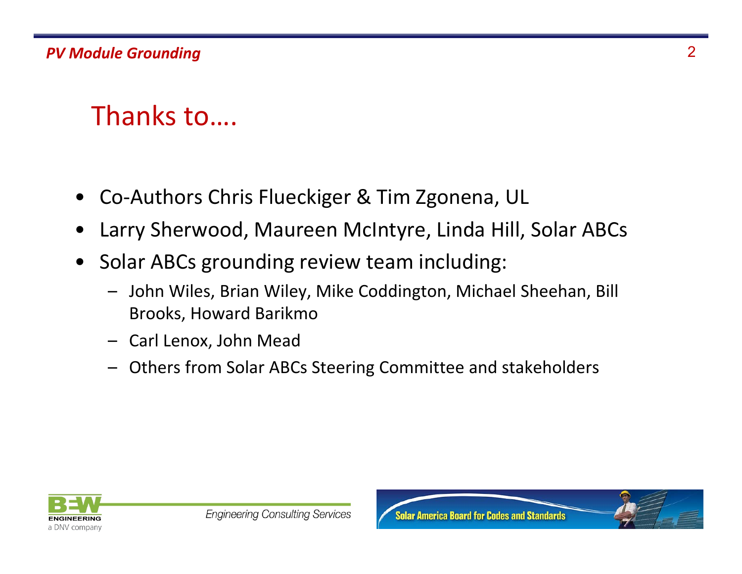# Thanks to....

- Co-Authors Chris Flueckiger & Tim Zgonena, UL
- Larry Sherwood, Maureen McIntyre, Linda Hill, Solar ABCs
- Solar ABCs grounding review team including:
  - John Wiles, Brian Wiley, Mike Coddington, Michael Sheehan, Bill Brooks, Howard Barikmo
  - Carl Lenox, John Mead
  - Others from Solar ABCs Steering Committee and stakeholders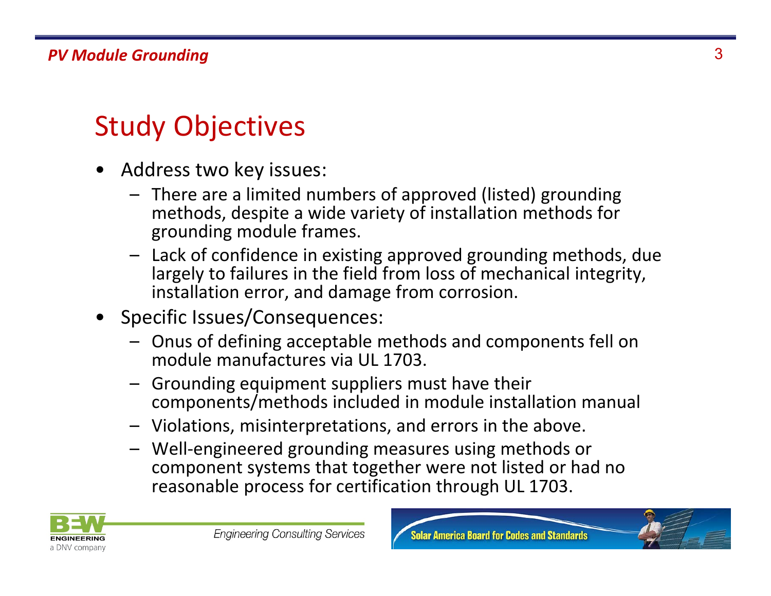# Study Objectives

- Address two key issues:
  - There are a limited numbers of approved (listed) grounding methods, despite a wide variety of installation methods for grounding module frames.
  - Lack of confidence in existing approved grounding methods, due largely to failures in the field from loss of mechanical integrity, installation error, and damage from corrosion.
- Specific Issues/Consequences:
  - Onus of defining acceptable methods and components fell on module manufactures via UL 1703.
  - Grounding equipment suppliers must have their components/methods included in module installation manual
  - Violations, misinterpretations, and errors in the above.
  - Well-engineered grounding measures using methods or component systems that together were not listed or had no reasonable process for certification through UL 1703.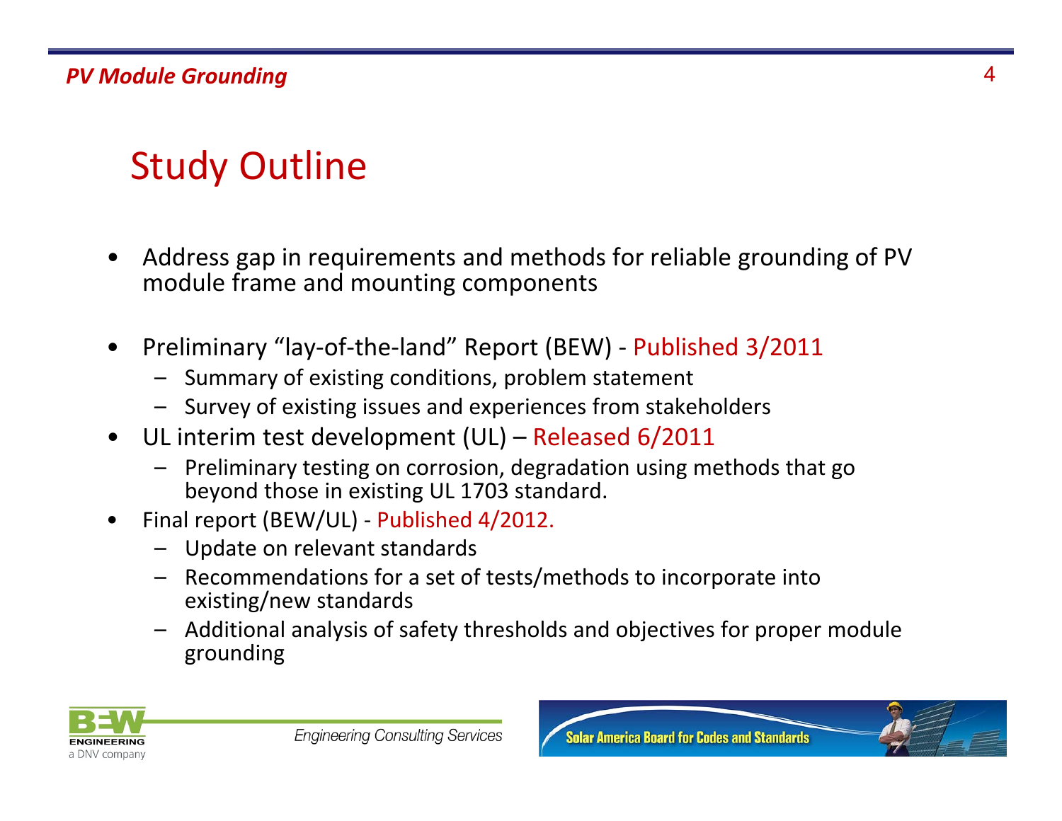# Study Outline

- Address gap in requirements and methods for reliable grounding of PV module frame and mounting components
- Preliminary "lay-of-the-land" Report (BEW) - Published 3/2011
  - Summary of existing conditions, problem statement
  - Survey of existing issues and experiences from stakeholders
- UL interim test development (UL) – Released 6/2011
  - Preliminary testing on corrosion, degradation using methods that go beyond those in existing UL 1703 standard.
- Final report (BEW/UL) - Published 4/2012.
  - Update on relevant standards
  - Recommendations for a set of tests/methods to incorporate into existing/new standards
  - Additional analysis of safety thresholds and objectives for proper module grounding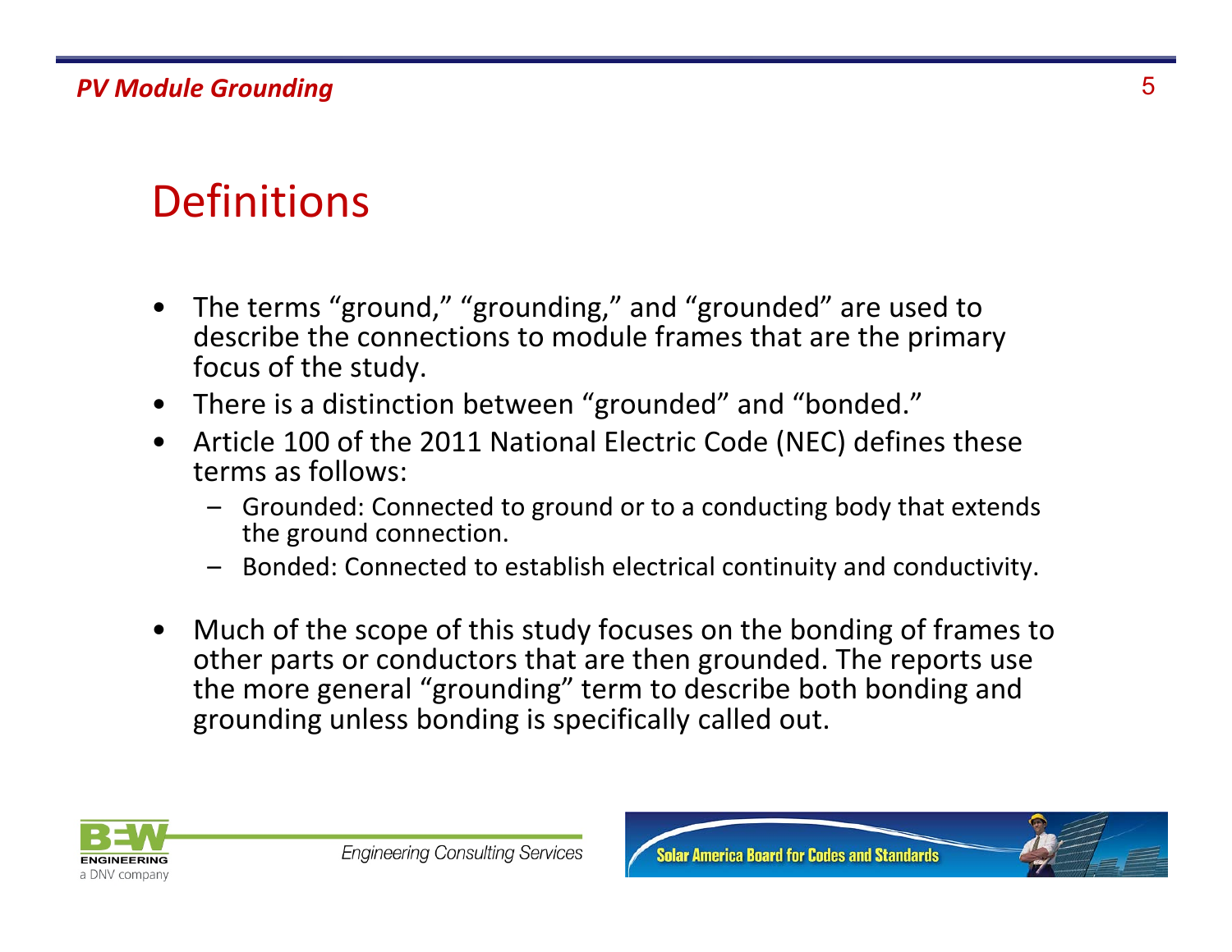# Definitions

- The terms "ground," "grounding," and "grounded" are used to describe the connections to module frames that are the primary focus of the study.
- There is a distinction between "grounded" and "bonded."
- Article 100 of the 2011 National Electric Code (NEC) defines these terms as follows:
  - Grounded: Connected to ground or to a conducting body that extends the ground connection.
  - Bonded: Connected to establish electrical continuity and conductivity.
- Much of the scope of this study focuses on the bonding of frames to other parts or conductors that are then grounded. The reports use the more general "grounding" term to describe both bonding and grounding unless bonding is specifically called out.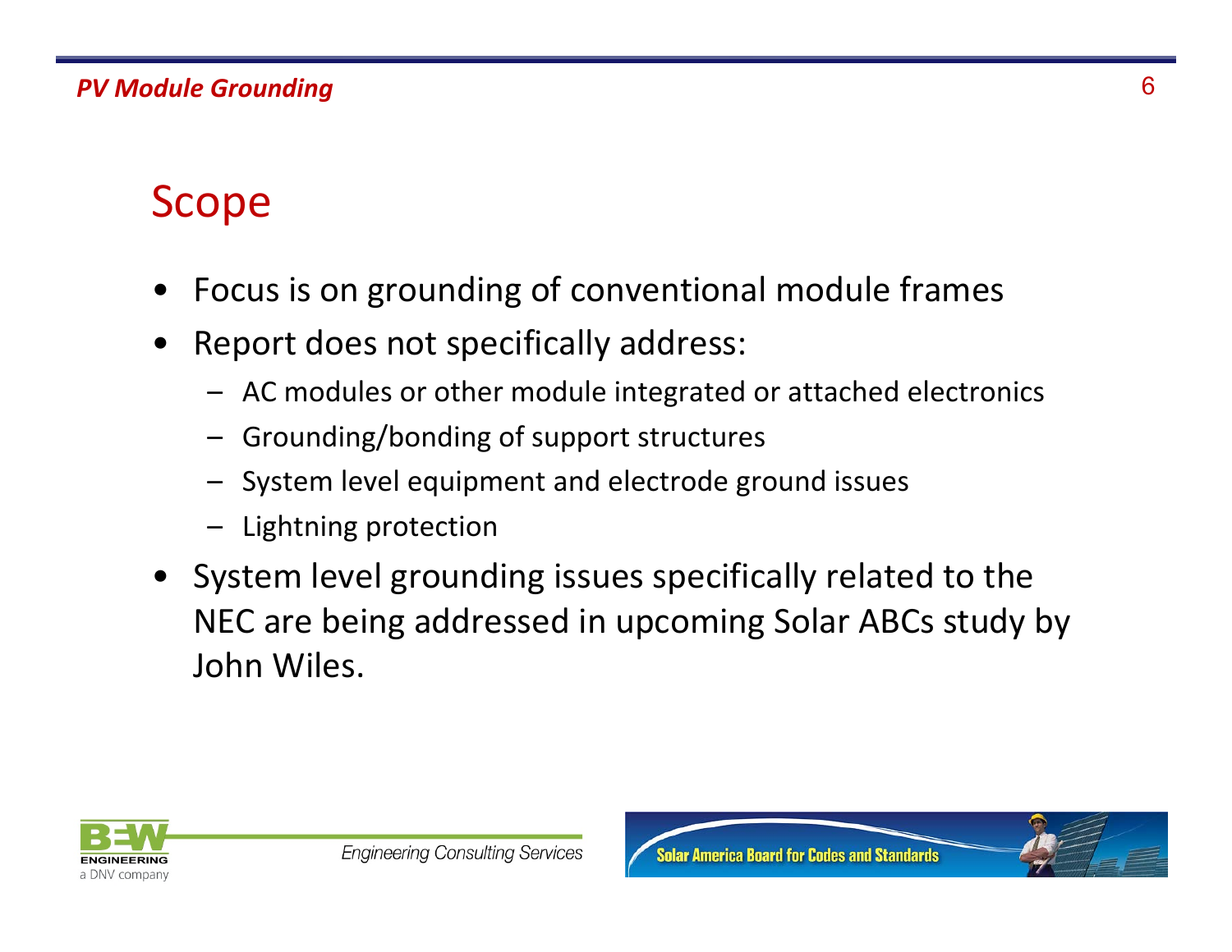## Scope

- Focus is on grounding of conventional module frames
- Report does not specifically address:
  - AC modules or other module integrated or attached electronics
  - Grounding/bonding of support structures
  - System level equipment and electrode ground issues
  - Lightning protection
- System level grounding issues specifically related to the NEC are being addressed in upcoming Solar ABCs study by John Wiles.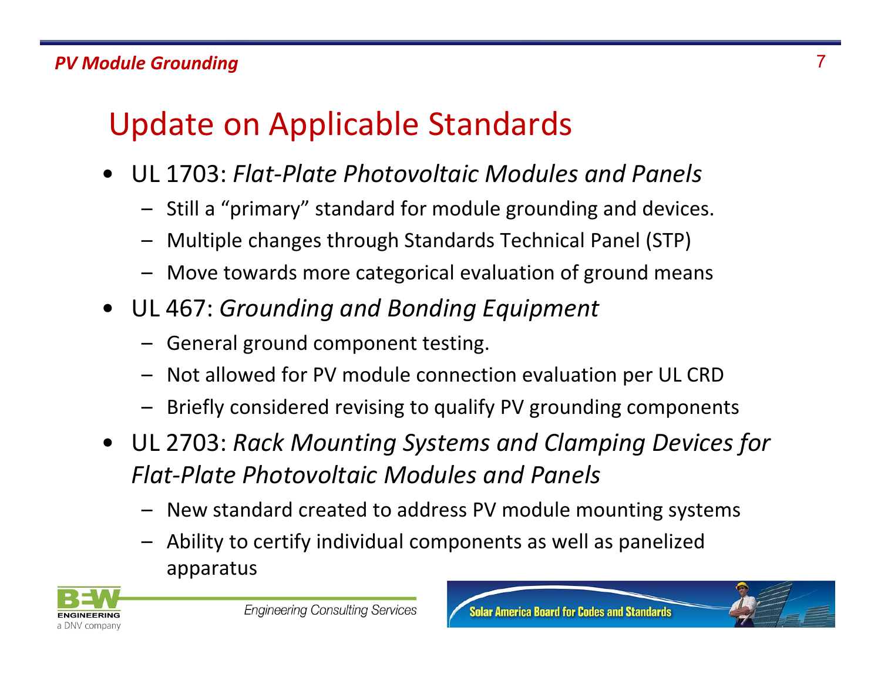# Update on Applicable Standards

- UL 1703: *Flat-Plate Photovoltaic Modules and Panels*
  - Still a "primary" standard for module grounding and devices.
  - Multiple changes through Standards Technical Panel (STP)
  - Move towards more categorical evaluation of ground means
- UL 467: *Grounding and Bonding Equipment*
  - General ground component testing.
  - Not allowed for PV module connection evaluation per UL CRD
  - Briefly considered revising to qualify PV grounding components
- UL 2703: *Rack Mounting Systems and Clamping Devices for Flat-Plate Photovoltaic Modules and Panels*
  - New standard created to address PV module mounting systems
  - Ability to certify individual components as well as panelized apparatus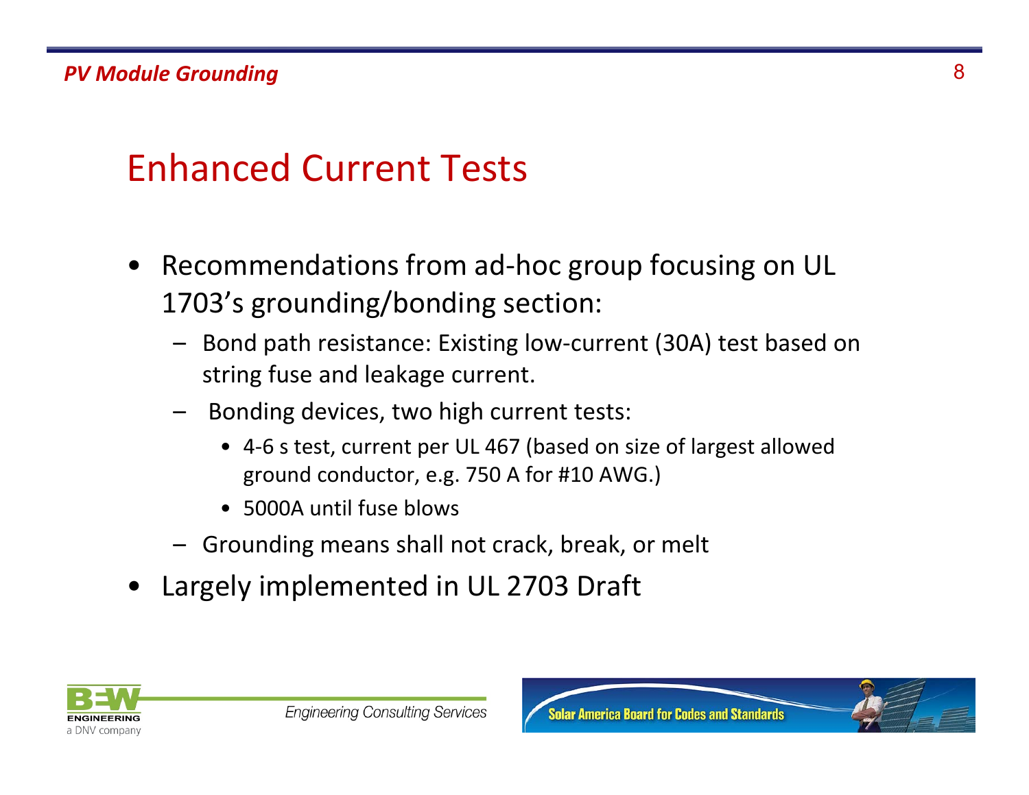# Enhanced Current Tests

- Recommendations from ad-hoc group focusing on UL 1703's grounding/bonding section:
  - Bond path resistance: Existing low-current (30A) test based on string fuse and leakage current.
  - Bonding devices, two high current tests:
    - 4-6 s test, current per UL 467 (based on size of largest allowed ground conductor, e.g. 750 A for #10 AWG.)
    - 5000A until fuse blows
  - Grounding means shall not crack, break, or melt
- Largely implemented in UL 2703 Draft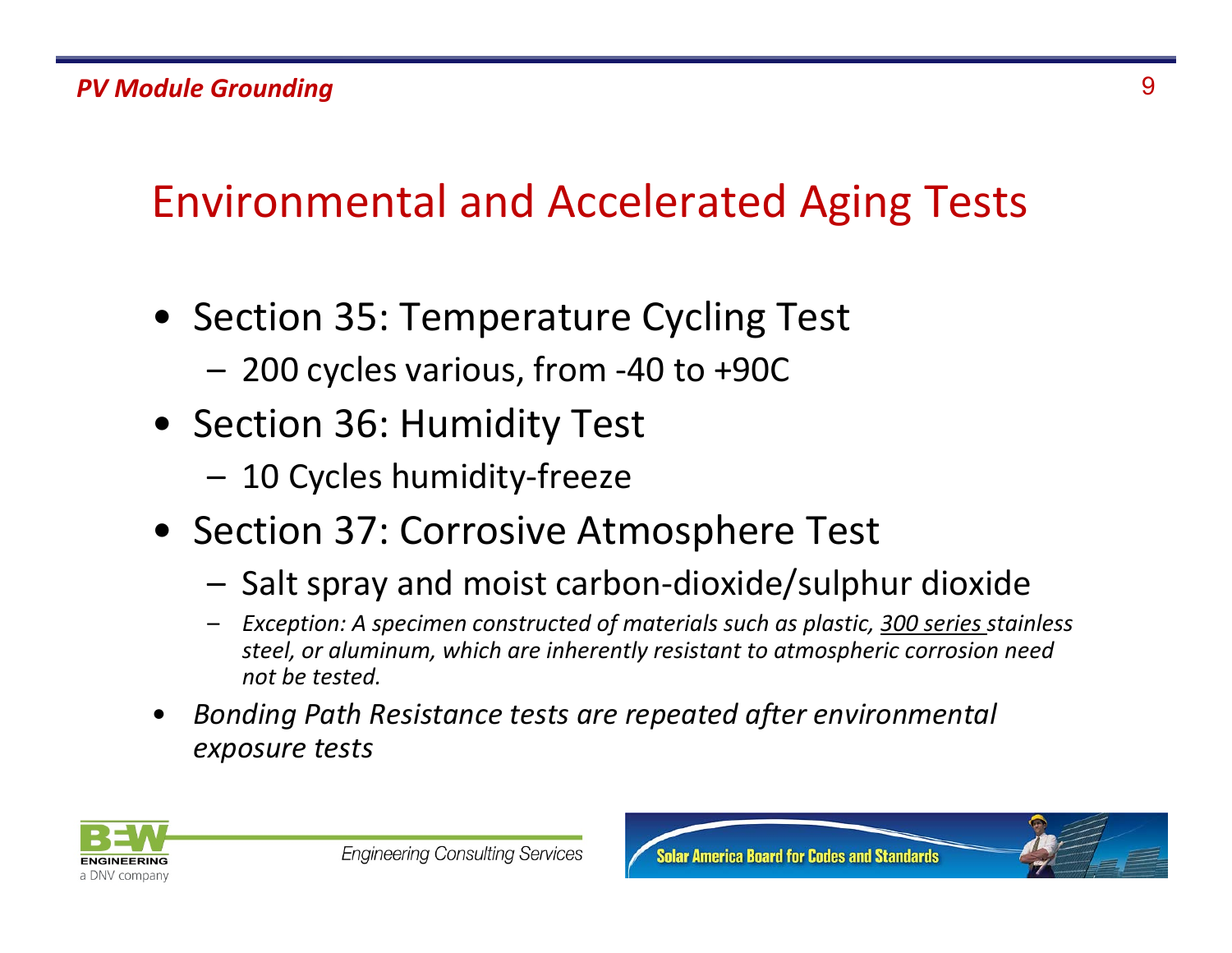# Environmental and Accelerated Aging Tests

- Section 35: Temperature Cycling Test
  - 200 cycles various, from -40 to +90C
- Section 36: Humidity Test
  - 10 Cycles humidity-freeze
- Section 37: Corrosive Atmosphere Test
  - Salt spray and moist carbon-dioxide/sulphur dioxide
  - *Exception: A specimen constructed of materials such as plastic, 300 series stainless steel, or aluminum, which are inherently resistant to atmospheric corrosion need not be tested.*
- *Bonding Path Resistance tests are repeated after environmental exposure tests*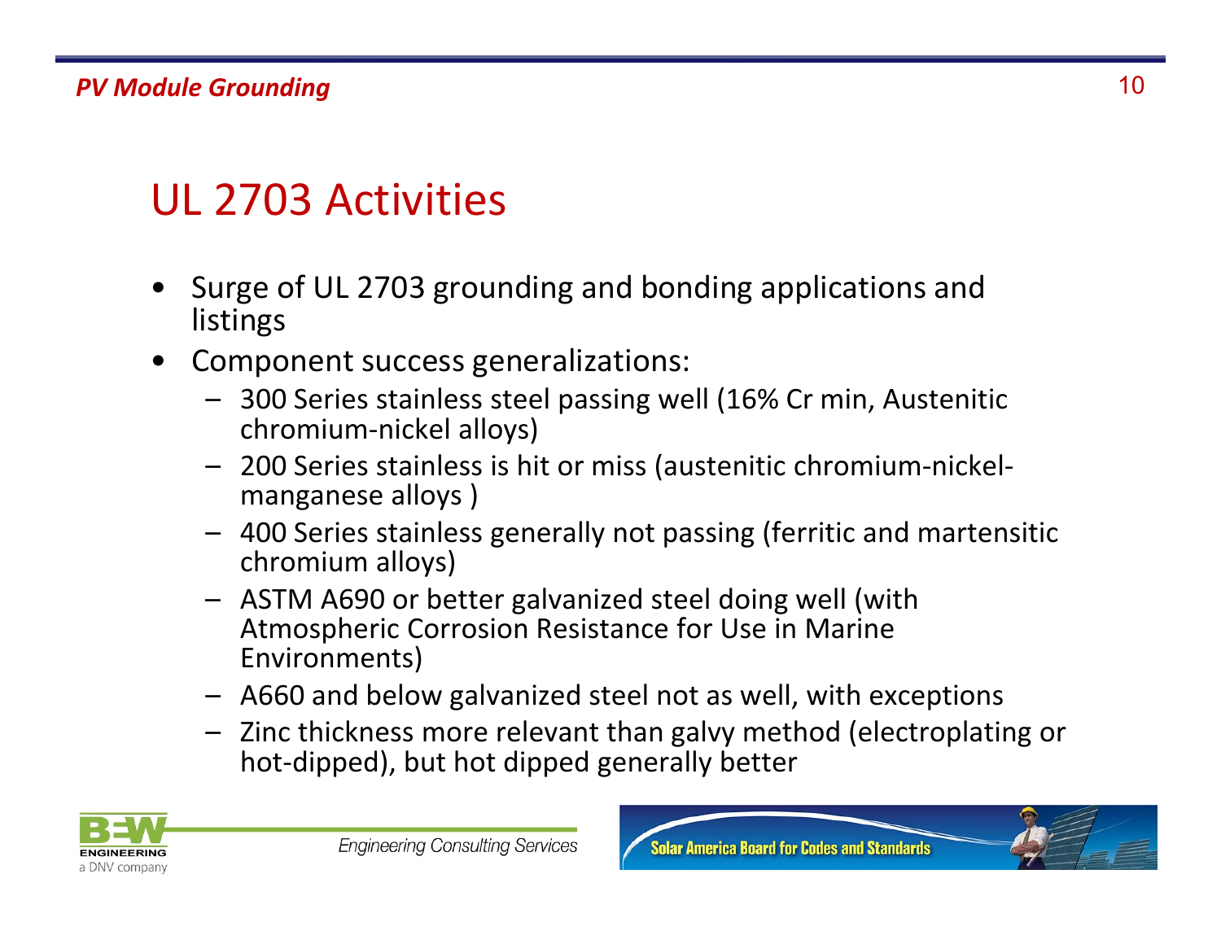# UL 2703 Activities

- Surge of UL 2703 grounding and bonding applications and listings
- Component success generalizations:
  - 300 Series stainless steel passing well (16% Cr min, Austenitic chromium-nickel alloys)
  - 200 Series stainless is hit or miss (austenitic chromium-nickel-manganese alloys )
  - 400 Series stainless generally not passing (ferritic and martensitic chromium alloys)
  - ASTM A690 or better galvanized steel doing well (with Atmospheric Corrosion Resistance for Use in Marine Environments)
  - A660 and below galvanized steel not as well, with exceptions
  - Zinc thickness more relevant than galvy method (electroplating or hot-dipped), but hot dipped generally better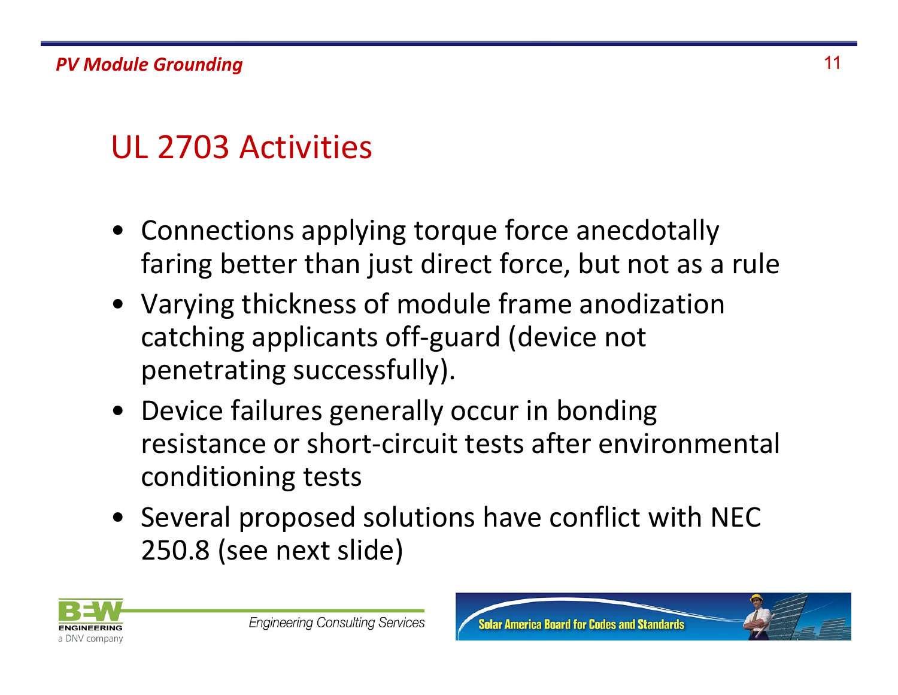## UL 2703 Activities

- Connections applying torque force anecdotally faring better than just direct force, but not as a rule
- Varying thickness of module frame anodization catching applicants off-guard (device not penetrating successfully).
- Device failures generally occur in bonding resistance or short-circuit tests after environmental conditioning tests
- Several proposed solutions have conflict with NEC 250.8 (see next slide)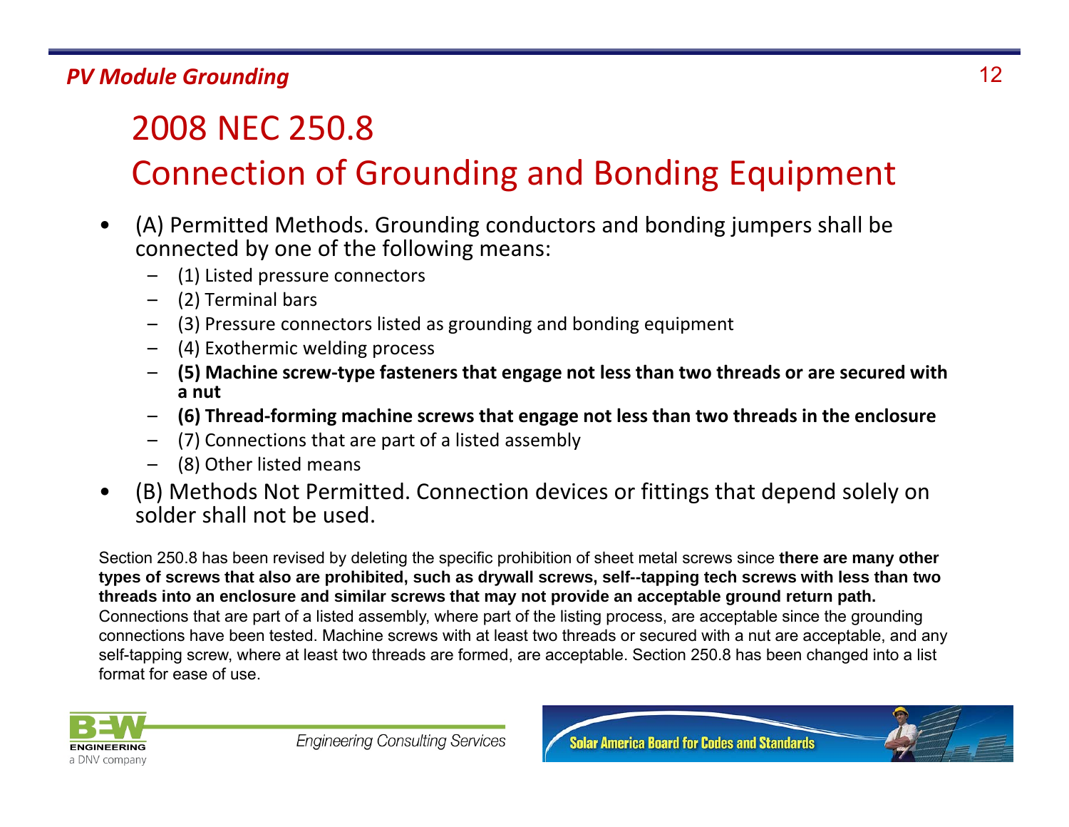# 2008 NEC 250.8

## Connection of Grounding and Bonding Equipment

- (A) Permitted Methods. Grounding conductors and bonding jumpers shall be connected by one of the following means:
  - (1) Listed pressure connectors
  - (2) Terminal bars
  - (3) Pressure connectors listed as grounding and bonding equipment
  - (4) Exothermic welding process
  - **(5) Machine screw-type fasteners that engage not less than two threads or are secured with a nut**
  - **(6) Thread-forming machine screws that engage not less than two threads in the enclosure**
  - (7) Connections that are part of a listed assembly
  - (8) Other listed means
- (B) Methods Not Permitted. Connection devices or fittings that depend solely on solder shall not be used.

Section 250.8 has been revised by deleting the specific prohibition of sheet metal screws since **there are many other types of screws that also are prohibited, such as drywall screws, self--tapping tech screws with less than two threads into an enclosure and similar screws that may not provide an acceptable ground return path.** Connections that are part of a listed assembly, where part of the listing process, are acceptable since the grounding connections have been tested. Machine screws with at least two threads or secured with a nut are acceptable, and any self-tapping screw, where at least two threads are formed, are acceptable. Section 250.8 has been changed into a list format for ease of use.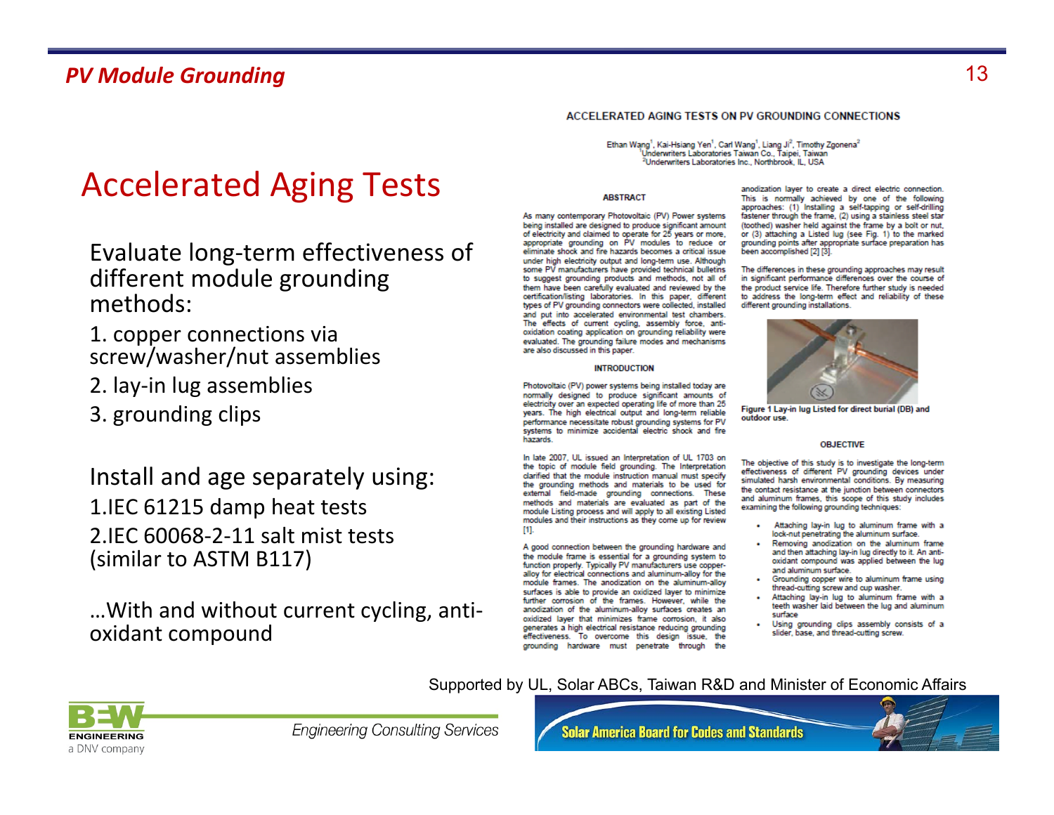# Accelerated Aging Tests

Evaluate long-term effectiveness of different module grounding methods:

1. copper connections via screw/washer/nut assemblies
2. lay-in lug assemblies
3. grounding clips

Install and age separately using:

1. IEC 61215 damp heat tests
2. IEC 60068-2-11 salt mist tests (similar to ASTM B117)

…With and without current cycling, anti-oxidant compound

## ACCELERATED AGING TESTS ON PV GROUNDING CONNECTIONS

Ethan Wang[1], Kai-Hsiang Yen[1], Carl Wang[1], Liang Ji[2], Timothy Zgonena[2]
[1]Underwriters Laboratories Taiwan Co., Taipei, Taiwan
[2]Underwriters Laboratories Inc., Northbrook, IL, USA

### ABSTRACT

As many contemporary Photovoltaic (PV) Power systems being installed are designed to produce significant amount of electricity and claimed to operate for 25 years or more, appropriate grounding on PV modules to reduce or eliminate shock and fire hazards becomes a critical issue under high electricity output and long-term use. Although some PV manufacturers have provided technical bulletins to suggest grounding products and methods, not all of them have been carefully evaluated and reviewed by the certification/listing laboratories. In this paper, different types of PV grounding connectors were collected, installed and put into accelerated environmental test chambers. The effects of current cycling, assembly force, anti-oxidation coating application on grounding reliability were evaluated. The grounding failure modes and mechanisms are also discussed in this paper.

### INTRODUCTION

Photovoltaic (PV) power systems being installed today are normally designed to produce significant amounts of electricity over an expected operating life of more than 25 years. The high electrical output and long-term reliable performance necessitate robust grounding systems for PV systems to minimize accidental electric shock and fire hazards.

In late 2007, UL issued an Interpretation of UL 1703 on the topic of module field grounding. The Interpretation clarified that the module instruction manual must specify the grounding methods and materials to be used for external field-made grounding connections. These methods and materials are evaluated as part of the module Listing process and will apply to all existing Listed modules and their instructions as they come up for review [1].

A good connection between the grounding hardware and the module frame is essential for a grounding system to function properly. Typically PV manufacturers use copper-alloy for electrical connections and aluminum-alloy for the module frames. The anodization on the aluminum-alloy surfaces is able to provide an oxidized layer to minimize further corrosion of the frames. However, while the anodization of the aluminum-alloy surfaces creates an oxidized layer that minimizes frame corrosion, it also generates a high electrical resistance reducing grounding effectiveness. To overcome this design issue, the grounding hardware must penetrate through the anodization layer to create a direct electric connection. This is normally achieved by one of the following approaches: (1) Installing a self-tapping or self-drilling fastener through the frame, (2) using a stainless steel star (toothed) washer held against the frame by a bolt or nut, or (3) attaching a Listed lug (see Fig. 1) to the marked grounding points after appropriate surface preparation has been accomplished [2] [3].

The differences in these grounding approaches may result in significant performance differences over the course of the product service life. Therefore further study is needed to address the long-term effect and reliability of these different grounding installations.

**Figure 1 Lay-in lug Listed for direct burial (DB) and outdoor use.**

### OBJECTIVE

The objective of this study is to investigate the long-term effectiveness of different PV grounding devices under simulated harsh environmental conditions. By measuring the contact resistance at the junction between connectors and aluminum frames, this scope of this study includes examining the following grounding techniques:

- Attaching lay-in lug to aluminum frame with a lock-nut penetrating the aluminum surface.
- Removing anodization on the aluminum frame and then attaching lay-in lug directly to it. An anti-oxidant compound was applied between the lug and aluminum surface.
- Grounding copper wire to aluminum frame using thread-cutting screw and cup washer.
- Attaching lay-in lug to aluminum frame with a teeth washer laid between the lug and aluminum surface
- Using grounding clips assembly consists of a slider, base, and thread-cutting screw.

Supported by UL, Solar ABCs, Taiwan R&D and Minister of Economic Affairs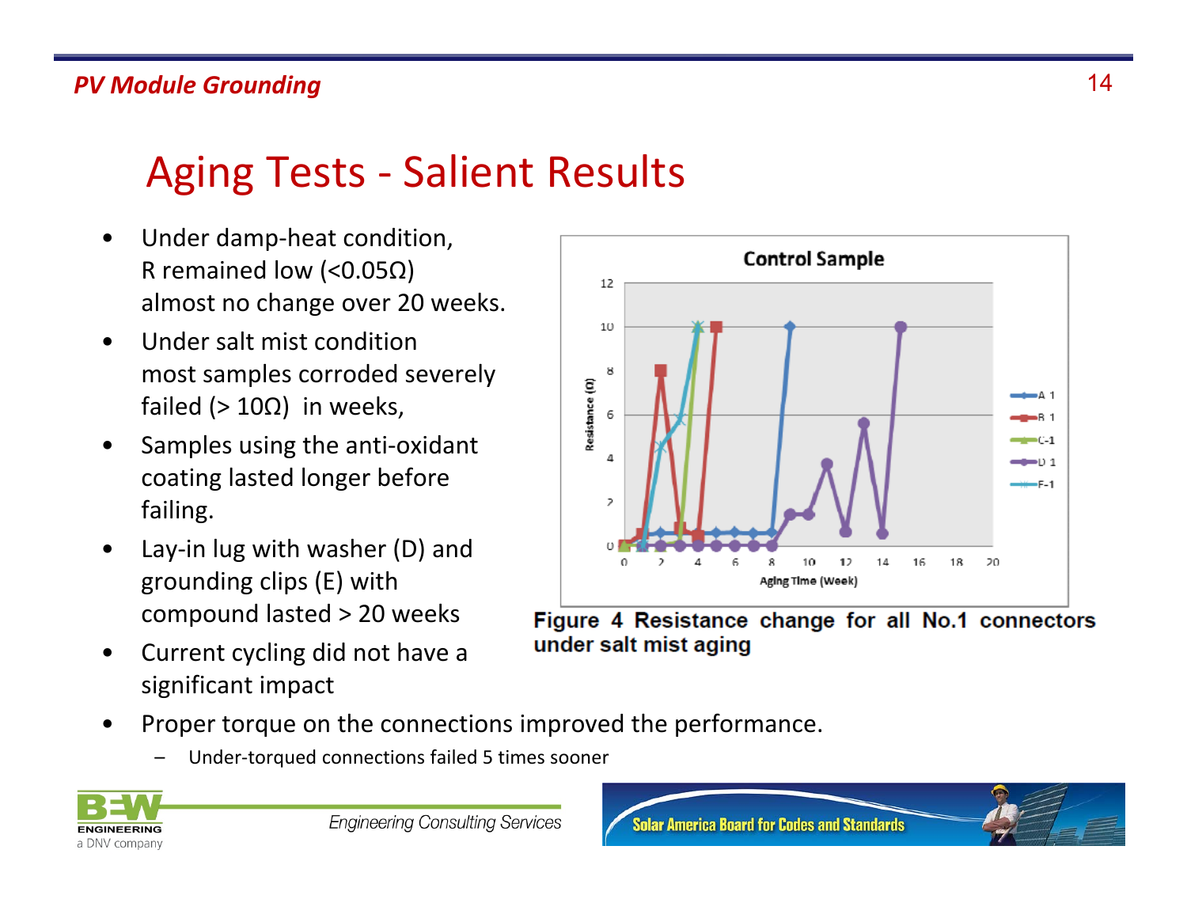# Aging Tests - Salient Results

- Under damp-heat condition, R remained low (<0.05Ω) almost no change over 20 weeks.
- Under salt mist condition most samples corroded severely failed (> 10Ω) in weeks,
- Samples using the anti-oxidant coating lasted longer before failing.
- Lay-in lug with washer (D) and grounding clips (E) with compound lasted > 20 weeks
- Current cycling did not have a significant impact
- Proper torque on the connections improved the performance.
  - Under-torqued connections failed 5 times sooner

**Figure 4 Resistance change for all No.1 connectors under salt mist aging**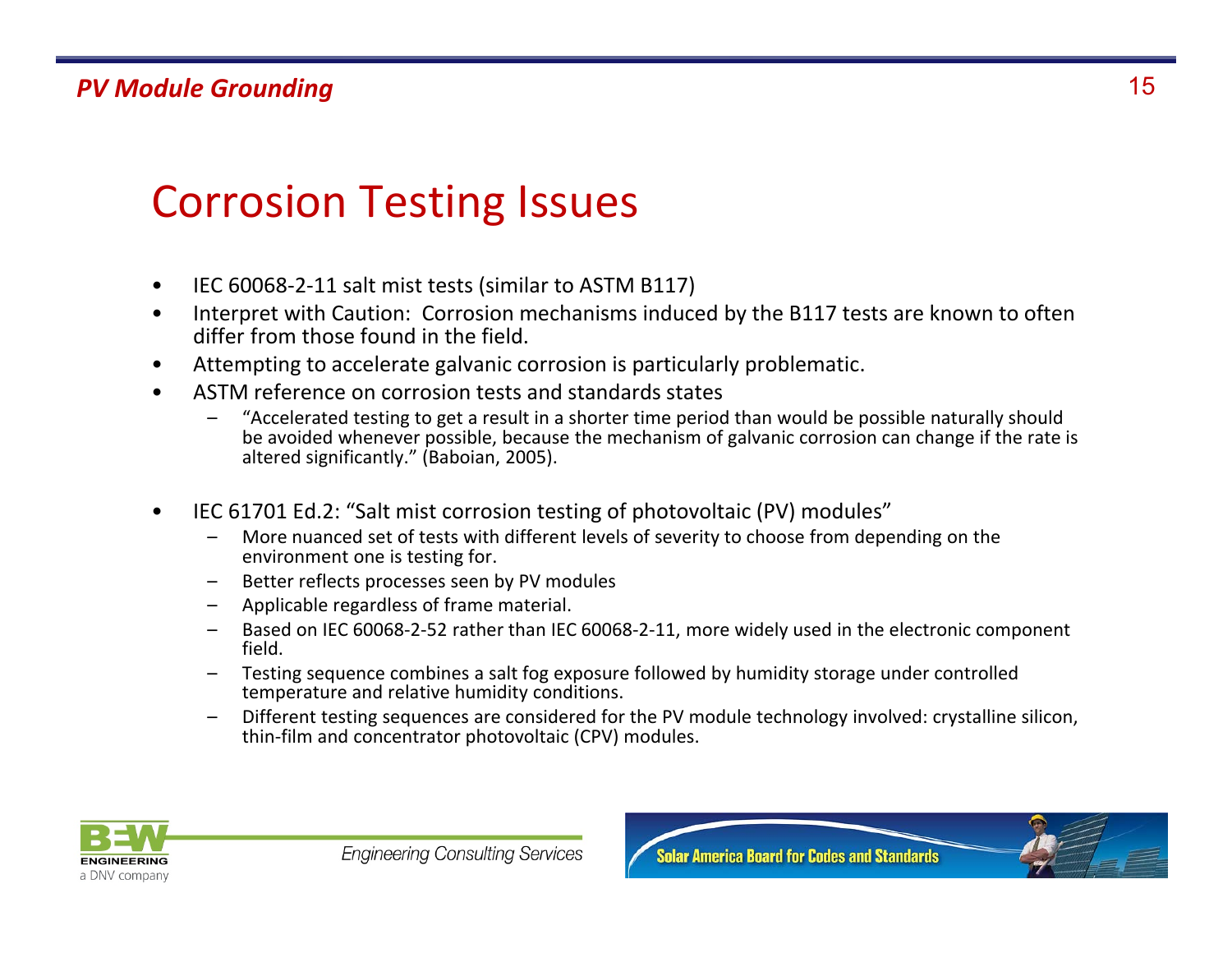# Corrosion Testing Issues

- IEC 60068-2-11 salt mist tests (similar to ASTM B117)
- Interpret with Caution: Corrosion mechanisms induced by the B117 tests are known to often differ from those found in the field.
- Attempting to accelerate galvanic corrosion is particularly problematic.
- ASTM reference on corrosion tests and standards states
  - "Accelerated testing to get a result in a shorter time period than would be possible naturally should be avoided whenever possible, because the mechanism of galvanic corrosion can change if the rate is altered significantly." (Baboian, 2005).
- IEC 61701 Ed.2: "Salt mist corrosion testing of photovoltaic (PV) modules"
  - More nuanced set of tests with different levels of severity to choose from depending on the environment one is testing for.
  - Better reflects processes seen by PV modules
  - Applicable regardless of frame material.
  - Based on IEC 60068-2-52 rather than IEC 60068-2-11, more widely used in the electronic component field.
  - Testing sequence combines a salt fog exposure followed by humidity storage under controlled temperature and relative humidity conditions.
  - Different testing sequences are considered for the PV module technology involved: crystalline silicon, thin-film and concentrator photovoltaic (CPV) modules.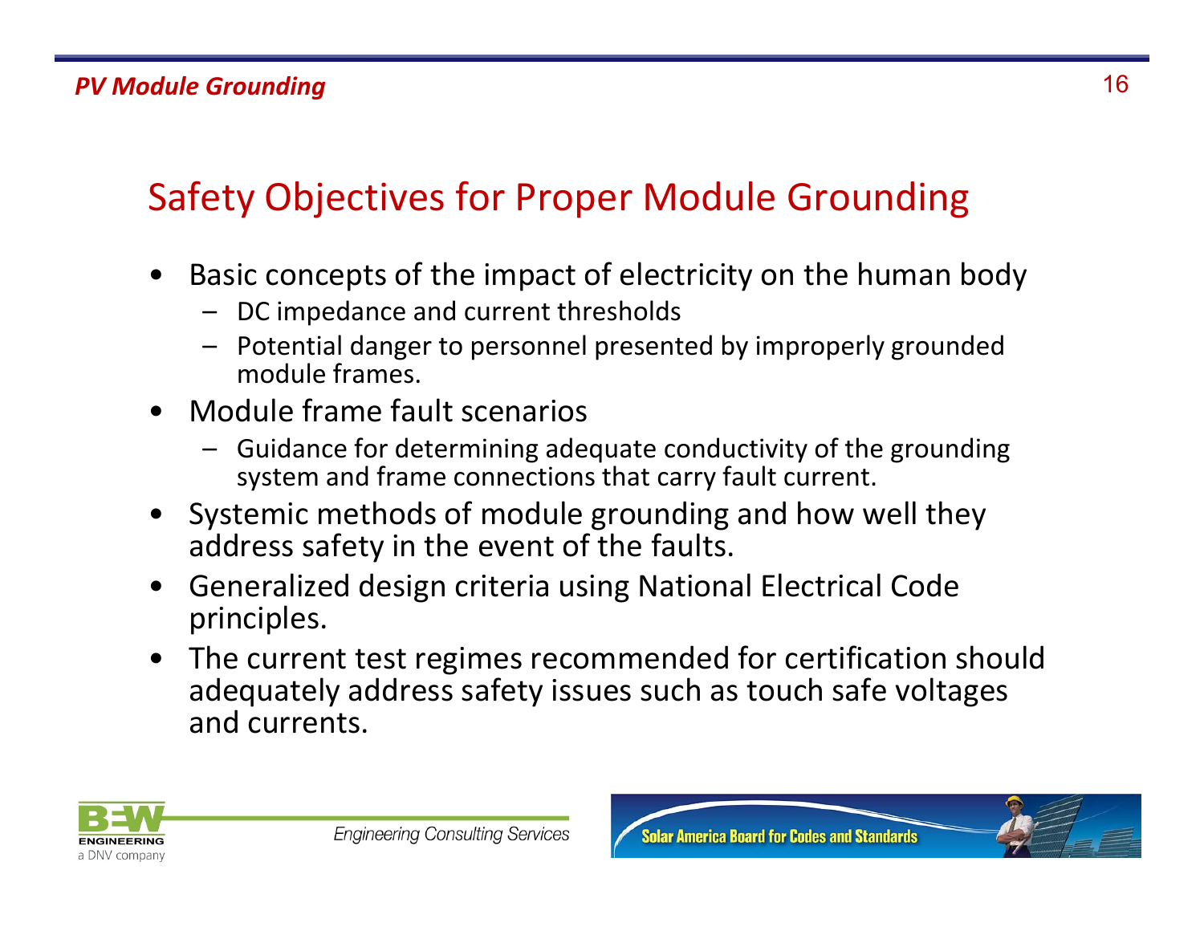## Safety Objectives for Proper Module Grounding

- Basic concepts of the impact of electricity on the human body
  - DC impedance and current thresholds
  - Potential danger to personnel presented by improperly grounded module frames.
- Module frame fault scenarios
  - Guidance for determining adequate conductivity of the grounding system and frame connections that carry fault current.
- Systemic methods of module grounding and how well they address safety in the event of the faults.
- Generalized design criteria using National Electrical Code principles.
- The current test regimes recommended for certification should adequately address safety issues such as touch safe voltages and currents.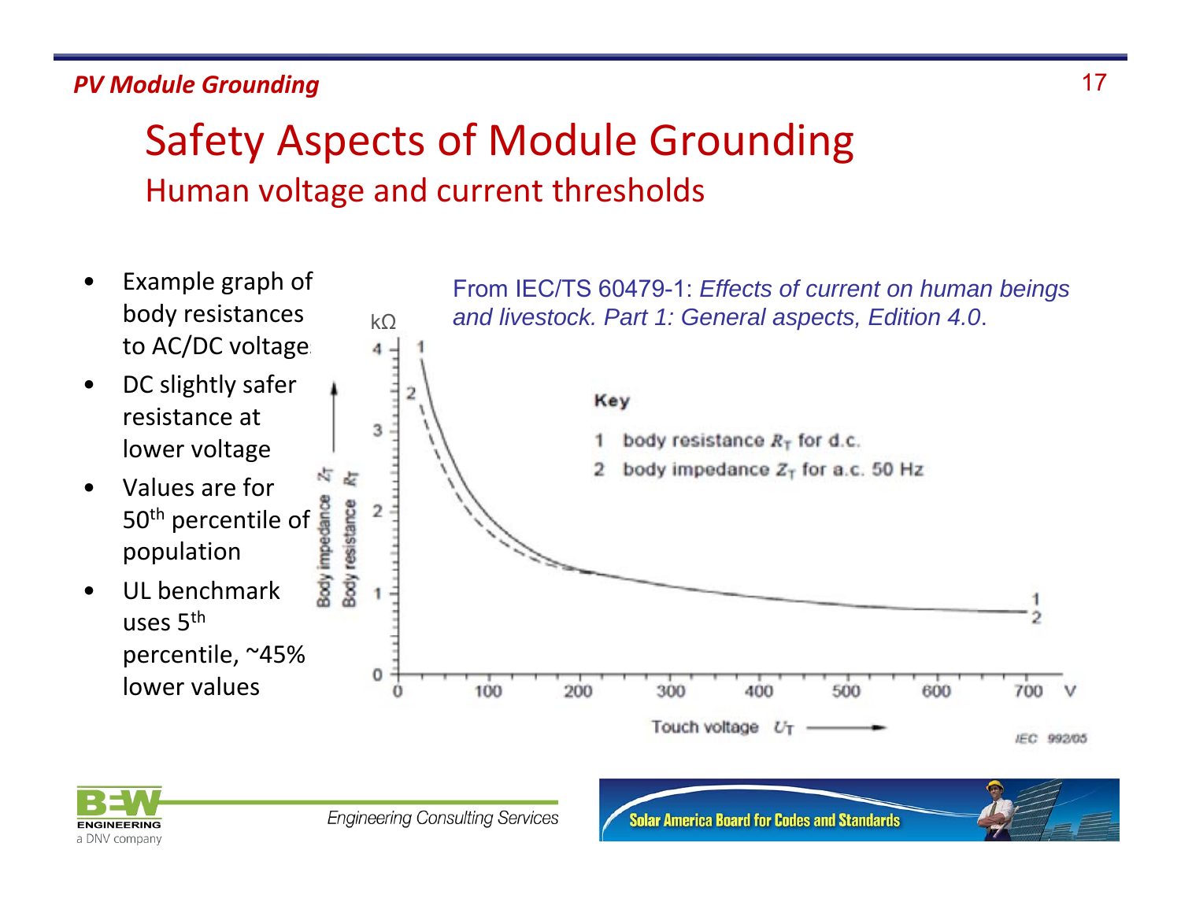# Safety Aspects of Module Grounding

## Human voltage and current thresholds

- Example graph of body resistances to AC/DC voltages
- DC slightly safer resistance at lower voltage
- Values are for 50th percentile of population
- UL benchmark uses 5th percentile, ~45% lower values

From IEC/TS 60479-1: *Effects of current on human beings and livestock. Part 1: General aspects, Edition 4.0*.

**Key**

1 body resistance $R_T$ for d.c.

2 body impedance $Z_T$ for a.c. 50 Hz

Body impedance $Z_T$ / Body resistance $R_T$ (kΩ) vs. Touch voltage $U_T$ (V)

IEC 992/05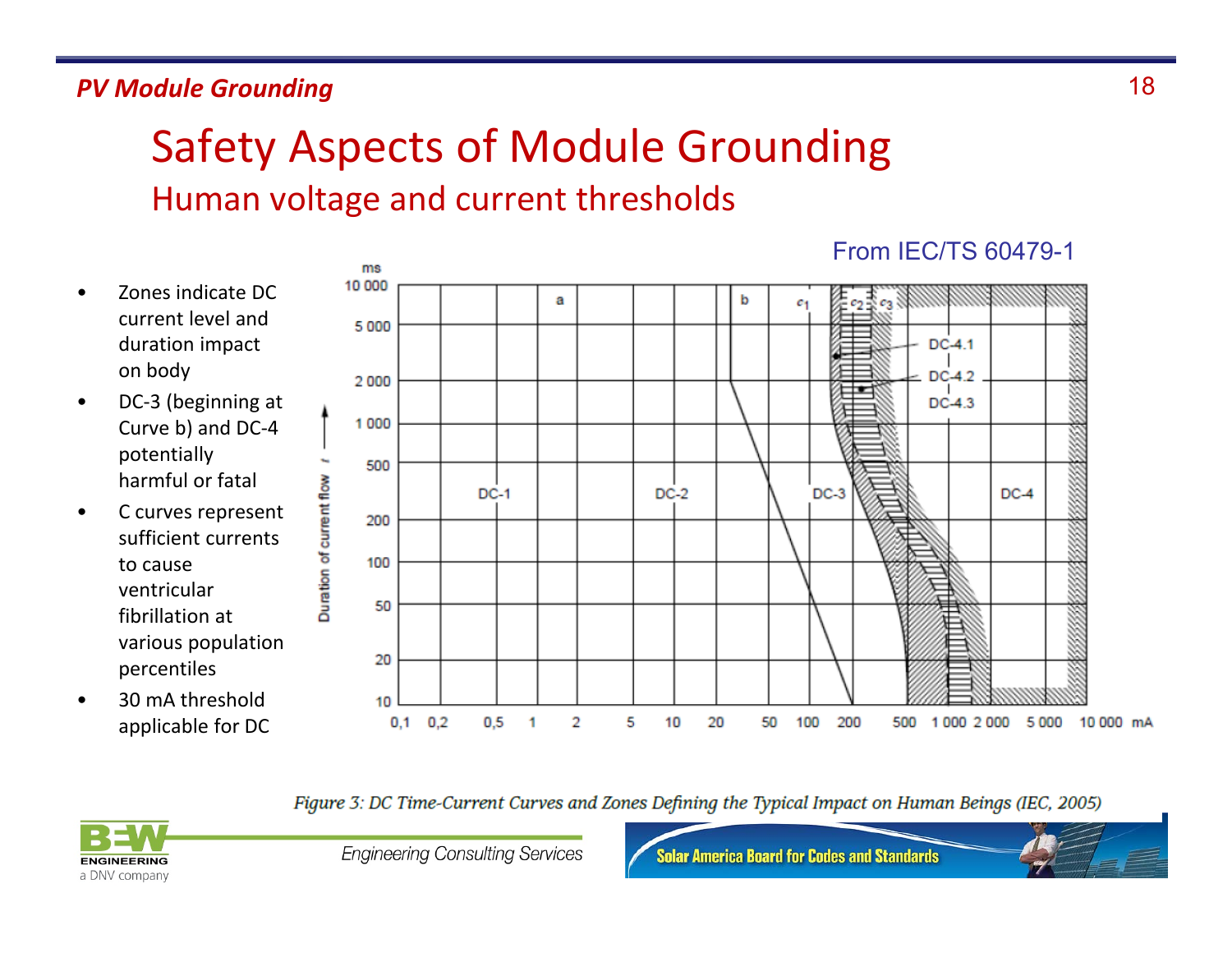# Safety Aspects of Module Grounding

## Human voltage and current thresholds

- Zones indicate DC current level and duration impact on body
- DC-3 (beginning at Curve b) and DC-4 potentially harmful or fatal
- C curves represent sufficient currents to cause ventricular fibrillation at various population percentiles
- 30 mA threshold applicable for DC

From IEC/TS 60479-1

*Figure 3: DC Time-Current Curves and Zones Defining the Typical Impact on Human Beings (IEC, 2005)*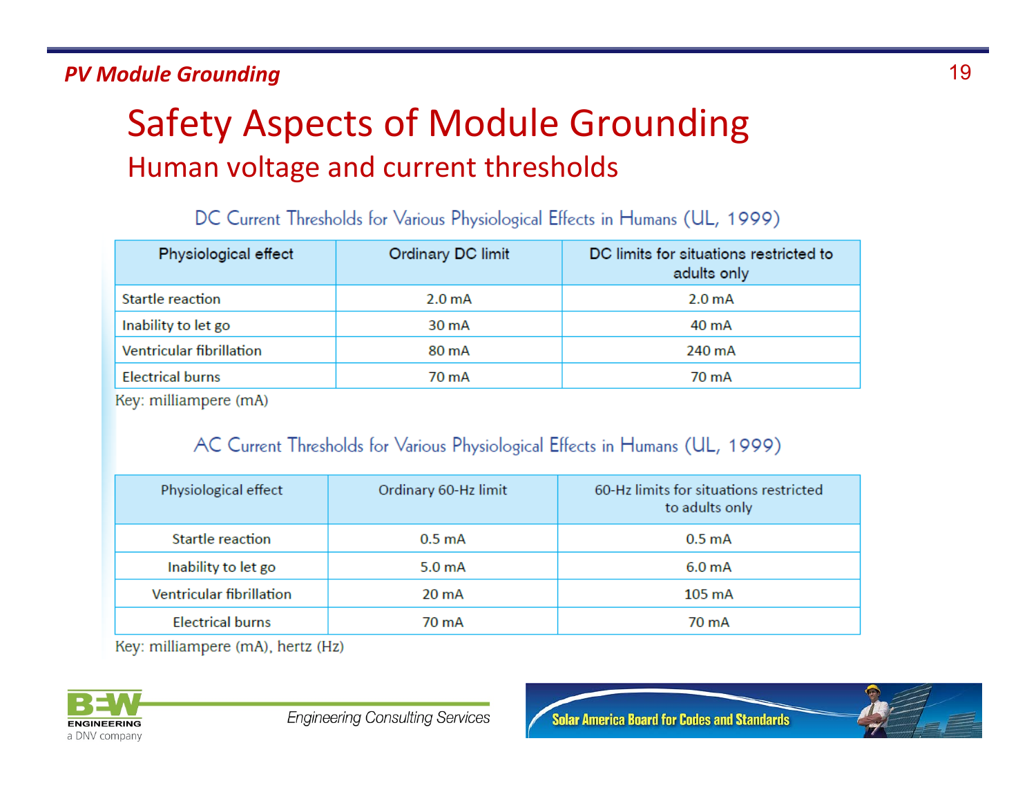# Safety Aspects of Module Grounding

## Human voltage and current thresholds

DC Current Thresholds for Various Physiological Effects in Humans (UL, 1999)

| Physiological effect | Ordinary DC limit | DC limits for situations restricted to adults only |
|---|---|---|
| Startle reaction | 2.0 mA | 2.0 mA |
| Inability to let go | 30 mA | 40 mA |
| Ventricular fibrillation | 80 mA | 240 mA |
| Electrical burns | 70 mA | 70 mA |

Key: milliampere (mA)

AC Current Thresholds for Various Physiological Effects in Humans (UL, 1999)

| Physiological effect | Ordinary 60-Hz limit | 60-Hz limits for situations restricted to adults only |
|---|---|---|
| Startle reaction | 0.5 mA | 0.5 mA |
| Inability to let go | 5.0 mA | 6.0 mA |
| Ventricular fibrillation | 20 mA | 105 mA |
| Electrical burns | 70 mA | 70 mA |

Key: milliampere (mA), hertz (Hz)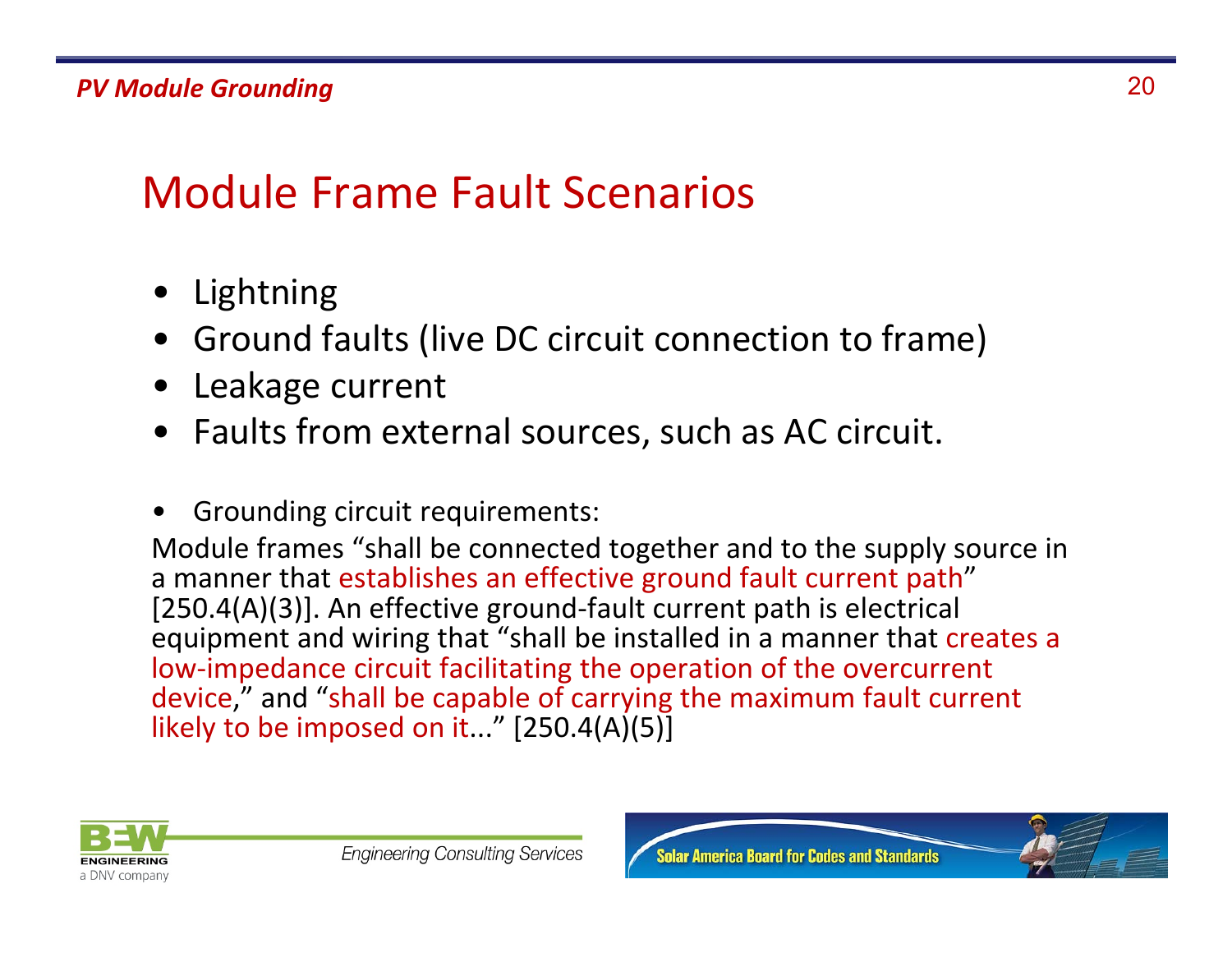# Module Frame Fault Scenarios

- Lightning
- Ground faults (live DC circuit connection to frame)
- Leakage current
- Faults from external sources, such as AC circuit.

- Grounding circuit requirements:

Module frames "shall be connected together and to the supply source in a manner that establishes an effective ground fault current path" [250.4(A)(3)]. An effective ground-fault current path is electrical equipment and wiring that "shall be installed in a manner that creates a low-impedance circuit facilitating the operation of the overcurrent device," and "shall be capable of carrying the maximum fault current likely to be imposed on it..." [250.4(A)(5)]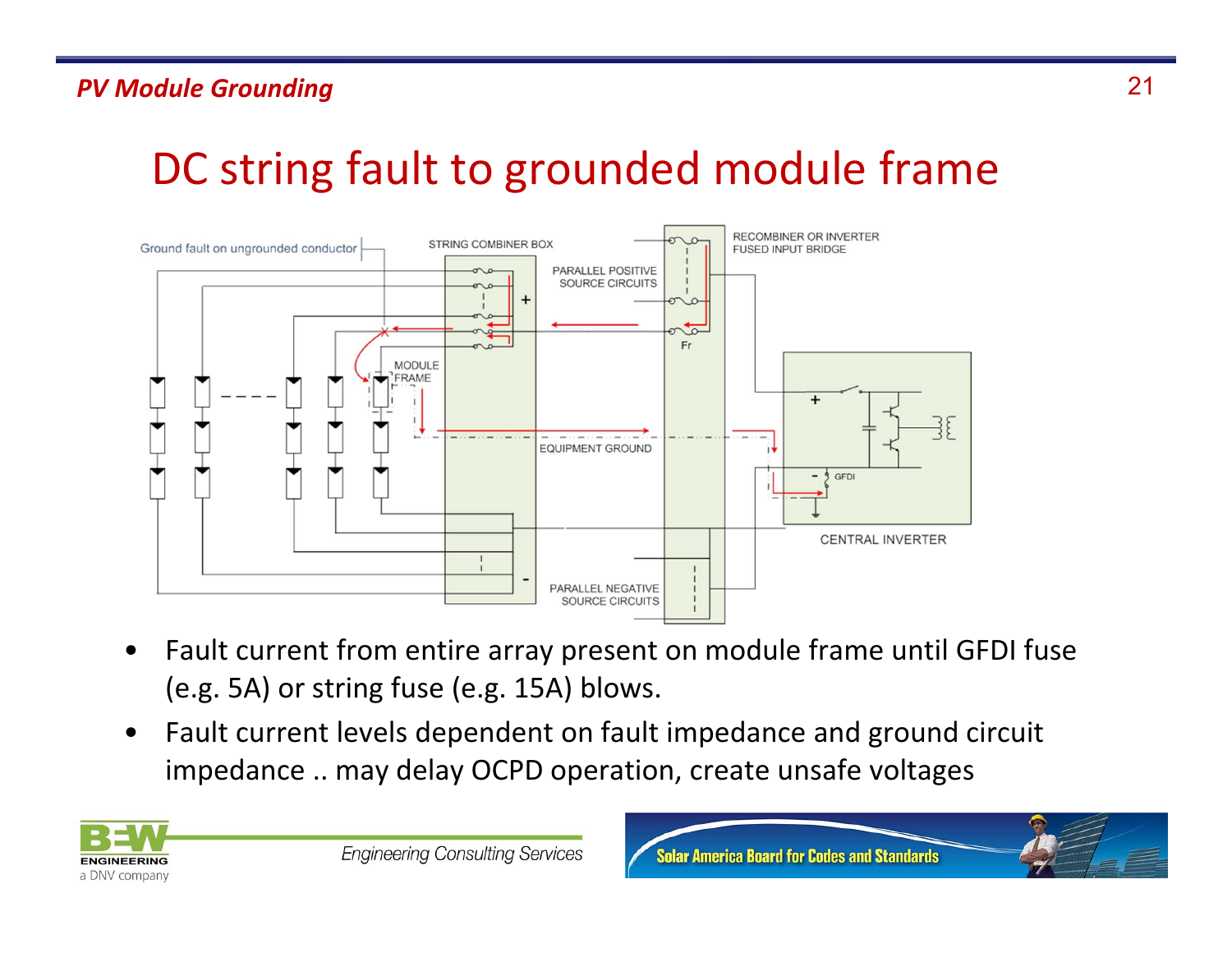# DC string fault to grounded module frame

- Fault current from entire array present on module frame until GFDI fuse (e.g. 5A) or string fuse (e.g. 15A) blows.
- Fault current levels dependent on fault impedance and ground circuit impedance .. may delay OCPD operation, create unsafe voltages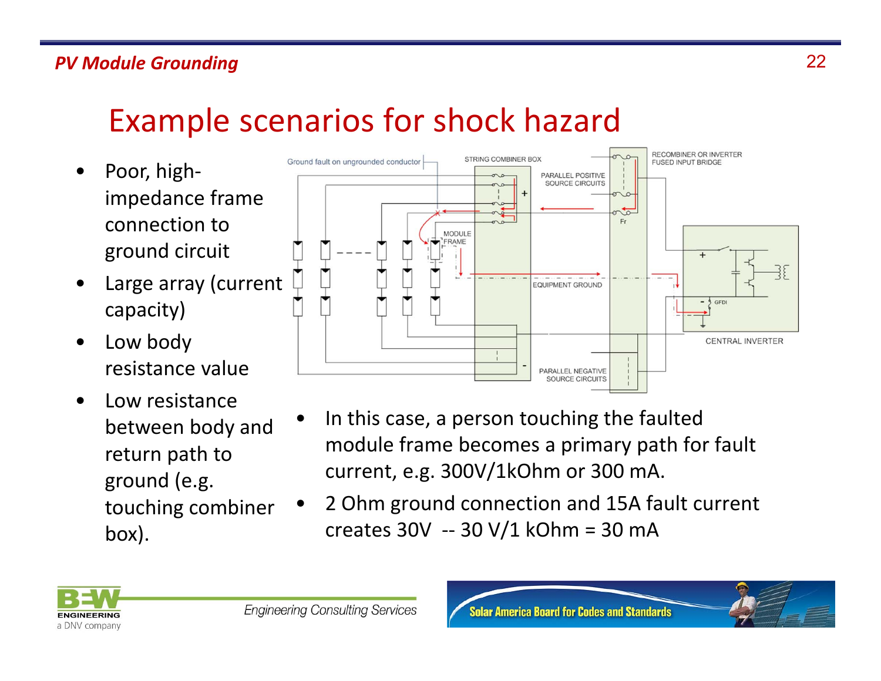# Example scenarios for shock hazard

- Poor, high-impedance frame connection to ground circuit
- Large array (current capacity)
- Low body resistance value
- Low resistance between body and return path to ground (e.g. touching combiner box).

- In this case, a person touching the faulted module frame becomes a primary path for fault current, e.g. 300V/1kOhm or 300 mA.
- 2 Ohm ground connection and 15A fault current creates 30V -- 30 V/1 kOhm = 30 mA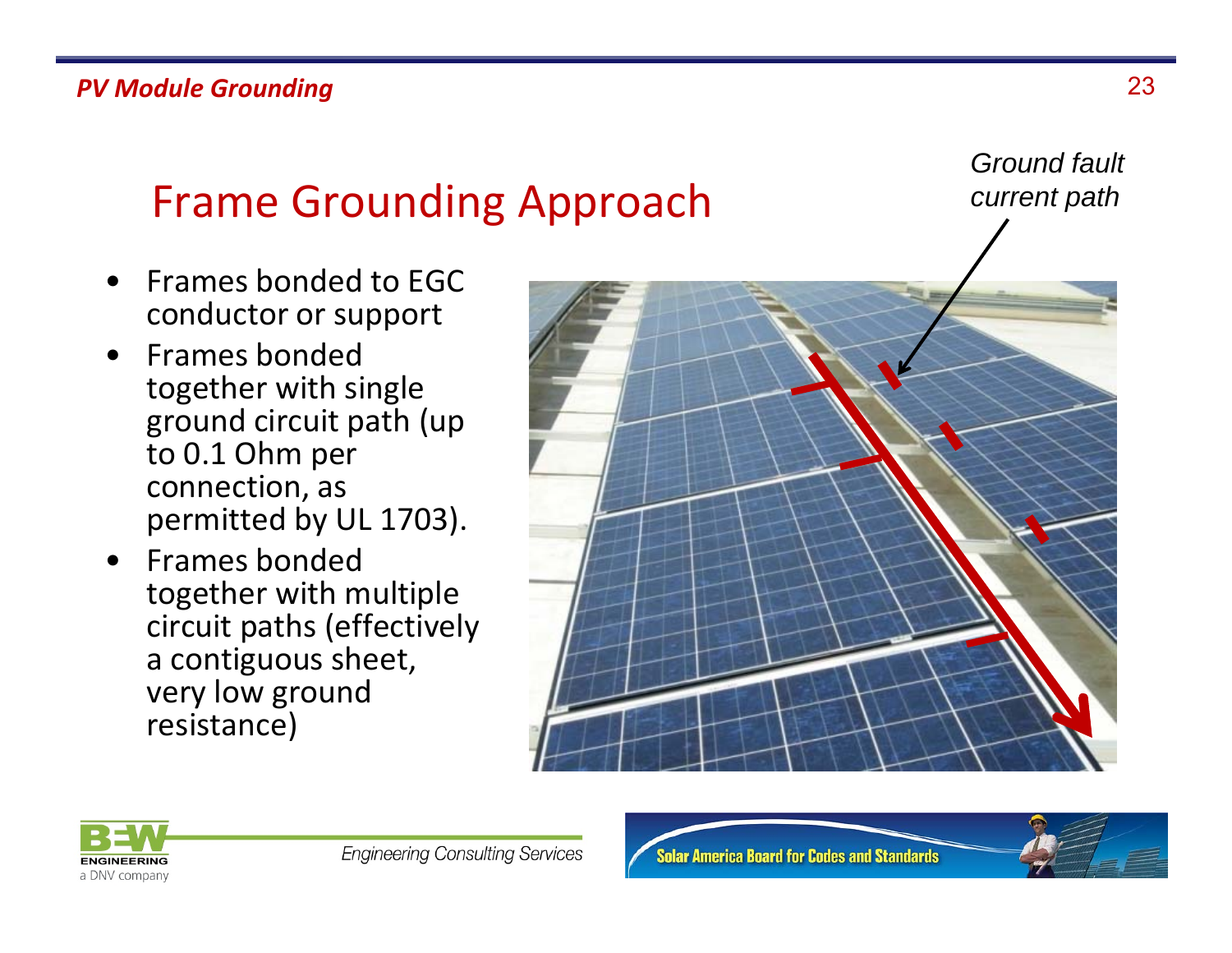## Frame Grounding Approach

- Frames bonded to EGC conductor or support
- Frames bonded together with single ground circuit path (up to 0.1 Ohm per connection, as permitted by UL 1703).
- Frames bonded together with multiple circuit paths (effectively a contiguous sheet, very low ground resistance)

*Ground fault current path*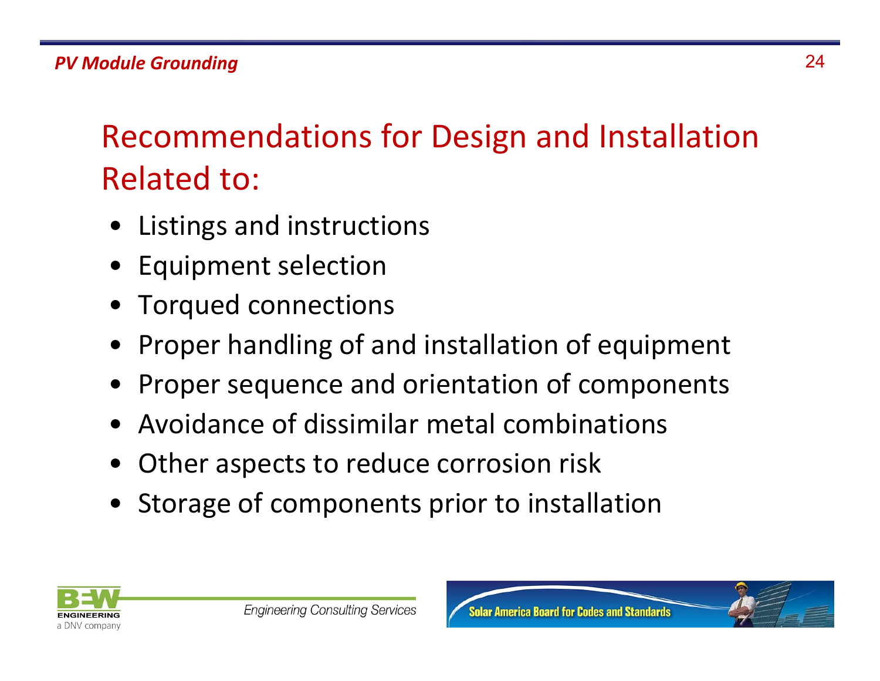# Recommendations for Design and Installation Related to:

- Listings and instructions
- Equipment selection
- Torqued connections
- Proper handling of and installation of equipment
- Proper sequence and orientation of components
- Avoidance of dissimilar metal combinations
- Other aspects to reduce corrosion risk
- Storage of components prior to installation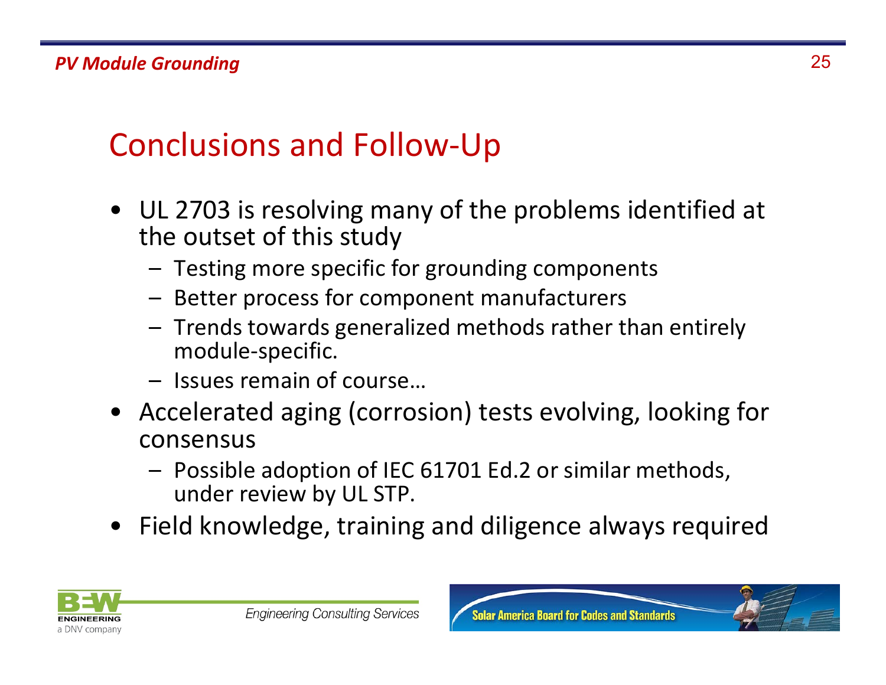# Conclusions and Follow-Up

- UL 2703 is resolving many of the problems identified at the outset of this study
  - Testing more specific for grounding components
  - Better process for component manufacturers
  - Trends towards generalized methods rather than entirely module-specific.
  - Issues remain of course…
- Accelerated aging (corrosion) tests evolving, looking for consensus
  - Possible adoption of IEC 61701 Ed.2 or similar methods, under review by UL STP.
- Field knowledge, training and diligence always required